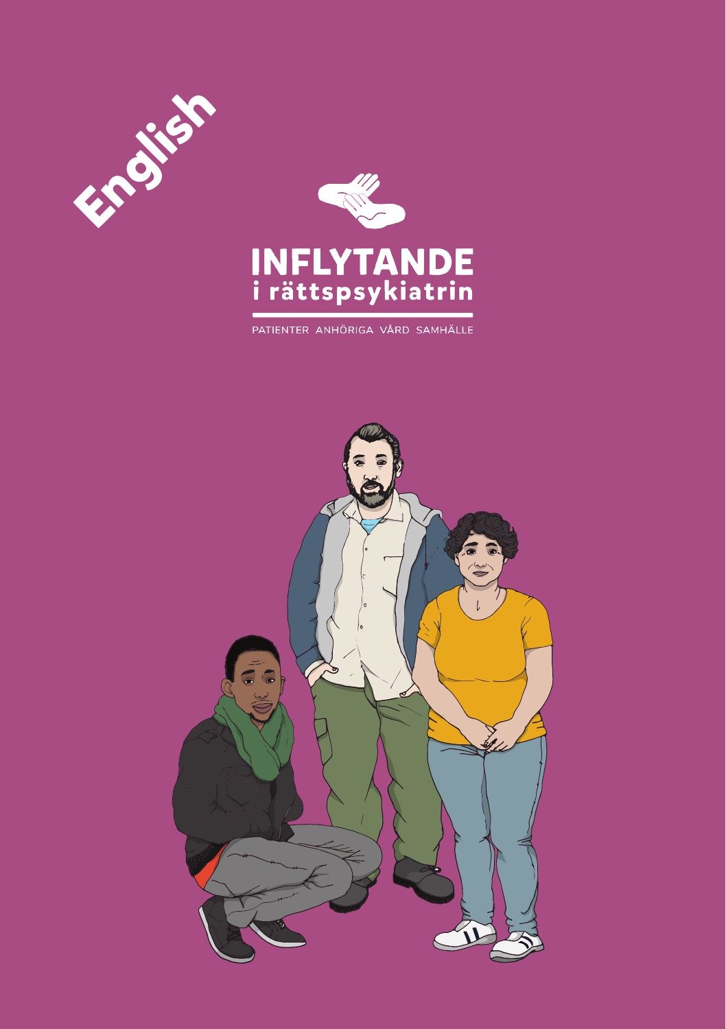English

# INFLYTANDE
## i rättspsykiatrin

PATIENTER ANHÖRIGA VÅRD SAMHÄLLE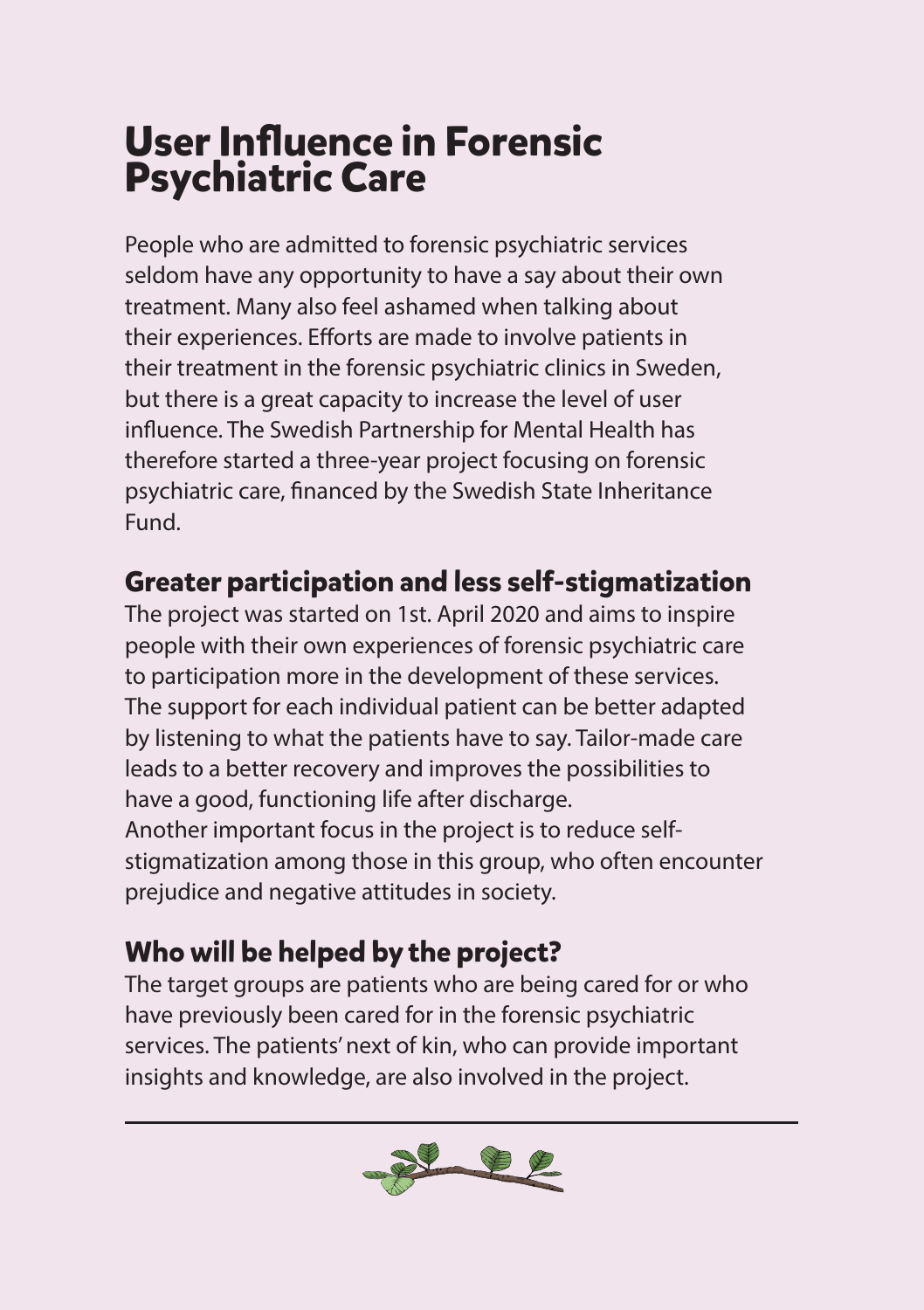# User Influence in Forensic Psychiatric Care

People who are admitted to forensic psychiatric services seldom have any opportunity to have a say about their own treatment. Many also feel ashamed when talking about their experiences. Efforts are made to involve patients in their treatment in the forensic psychiatric clinics in Sweden, but there is a great capacity to increase the level of user influence. The Swedish Partnership for Mental Health has therefore started a three-year project focusing on forensic psychiatric care, financed by the Swedish State Inheritance Fund.

## Greater participation and less self-stigmatization

The project was started on 1st. April 2020 and aims to inspire people with their own experiences of forensic psychiatric care to participation more in the development of these services. The support for each individual patient can be better adapted by listening to what the patients have to say. Tailor-made care leads to a better recovery and improves the possibilities to have a good, functioning life after discharge.
Another important focus in the project is to reduce self-stigmatization among those in this group, who often encounter prejudice and negative attitudes in society.

## Who will be helped by the project?

The target groups are patients who are being cared for or who have previously been cared for in the forensic psychiatric services. The patients' next of kin, who can provide important insights and knowledge, are also involved in the project.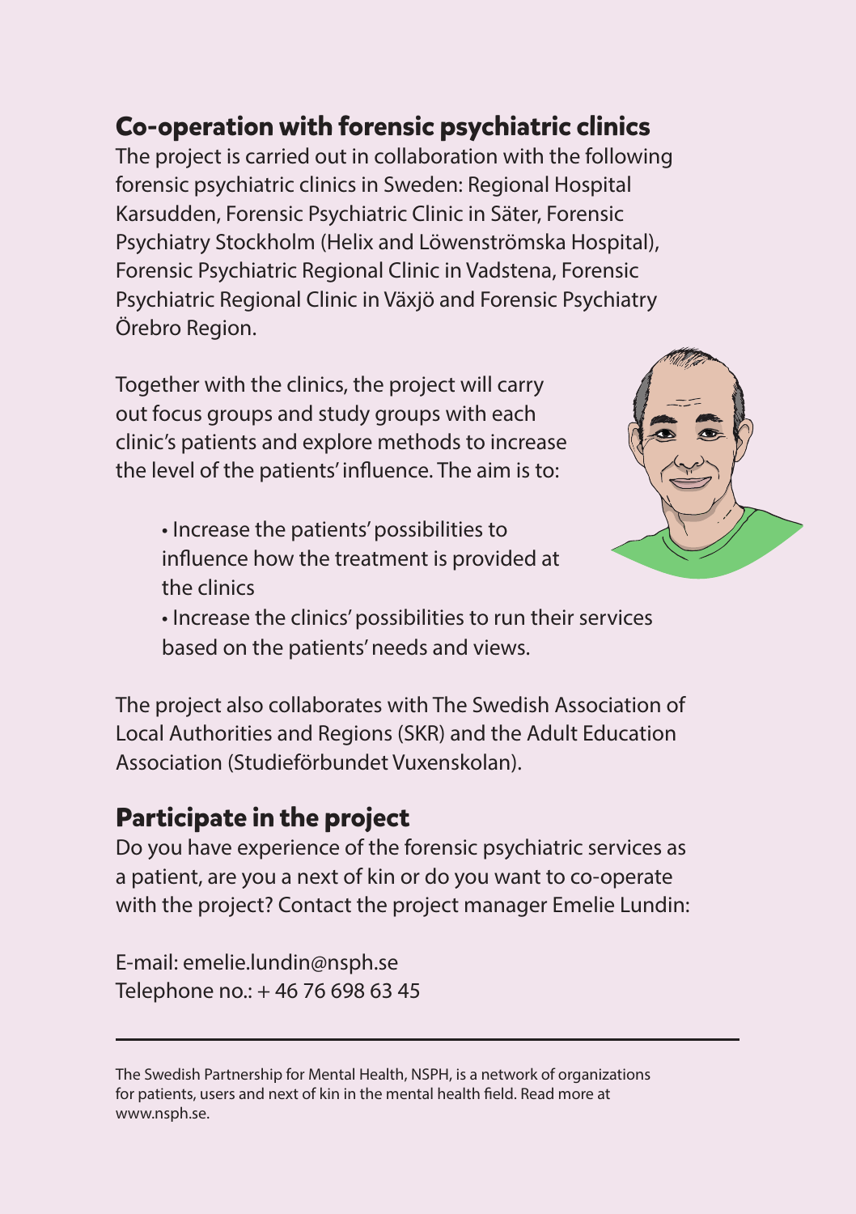## Co-operation with forensic psychiatric clinics

The project is carried out in collaboration with the following forensic psychiatric clinics in Sweden: Regional Hospital Karsudden, Forensic Psychiatric Clinic in Säter, Forensic Psychiatry Stockholm (Helix and Löwenströmska Hospital), Forensic Psychiatric Regional Clinic in Vadstena, Forensic Psychiatric Regional Clinic in Växjö and Forensic Psychiatry Örebro Region.

Together with the clinics, the project will carry out focus groups and study groups with each clinic's patients and explore methods to increase the level of the patients' influence. The aim is to:

- Increase the patients' possibilities to influence how the treatment is provided at the clinics
- Increase the clinics' possibilities to run their services based on the patients' needs and views.

The project also collaborates with The Swedish Association of Local Authorities and Regions (SKR) and the Adult Education Association (Studieförbundet Vuxenskolan).

## Participate in the project

Do you have experience of the forensic psychiatric services as a patient, are you a next of kin or do you want to co-operate with the project? Contact the project manager Emelie Lundin:

E-mail: emelie.lundin@nsph.se
Telephone no.: + 46 76 698 63 45

---

The Swedish Partnership for Mental Health, NSPH, is a network of organizations for patients, users and next of kin in the mental health field. Read more at www.nsph.se.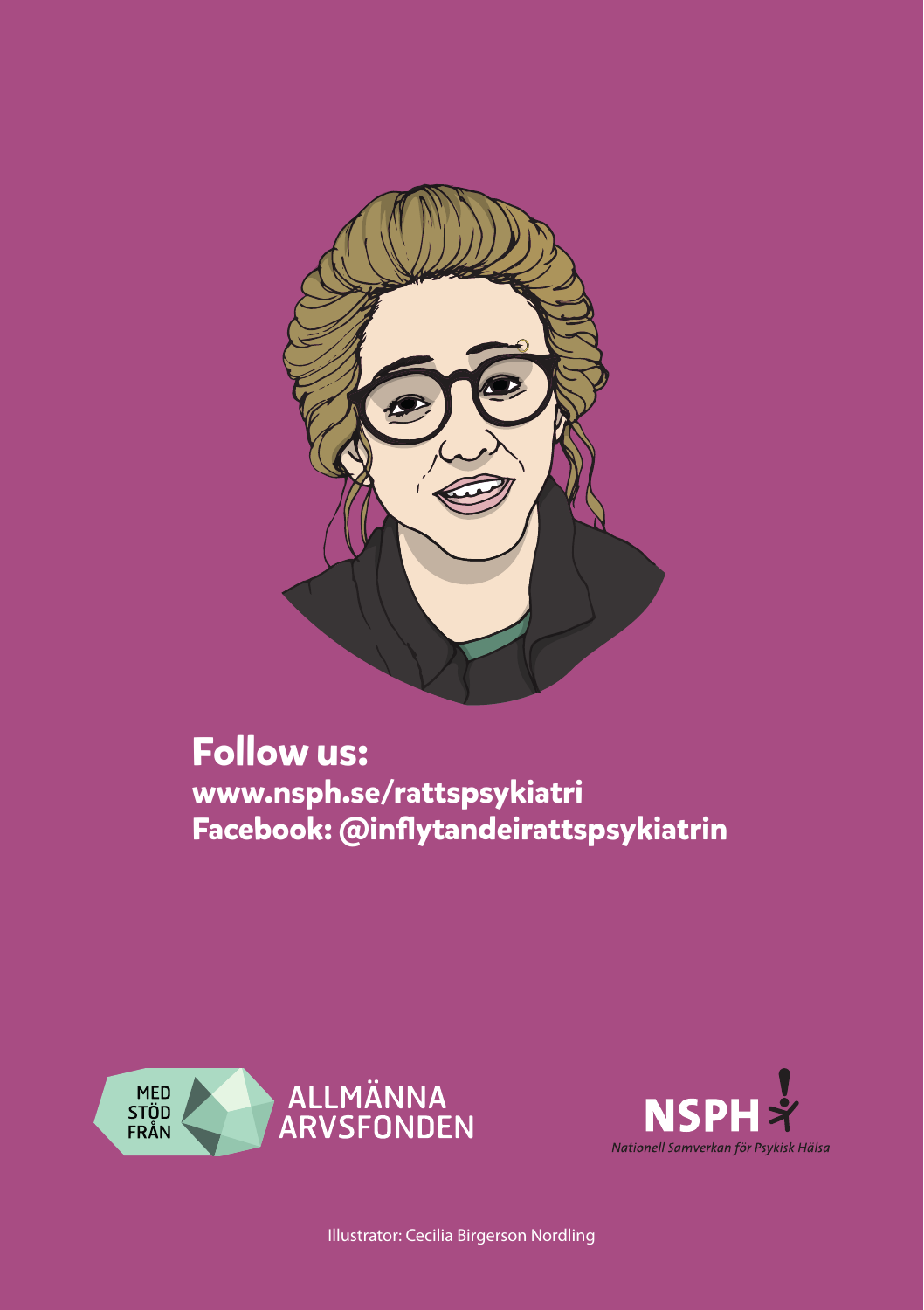# Follow us:

**www.nsph.se/rattspsykiatri**
**Facebook: @inflytandeirattspsykiatrin**

MED STÖD FRÅN ALLMÄNNA ARVSFONDEN

NSPH *Nationell Samverkan för Psykisk Hälsa*

Illustrator: Cecilia Birgerson Nordling